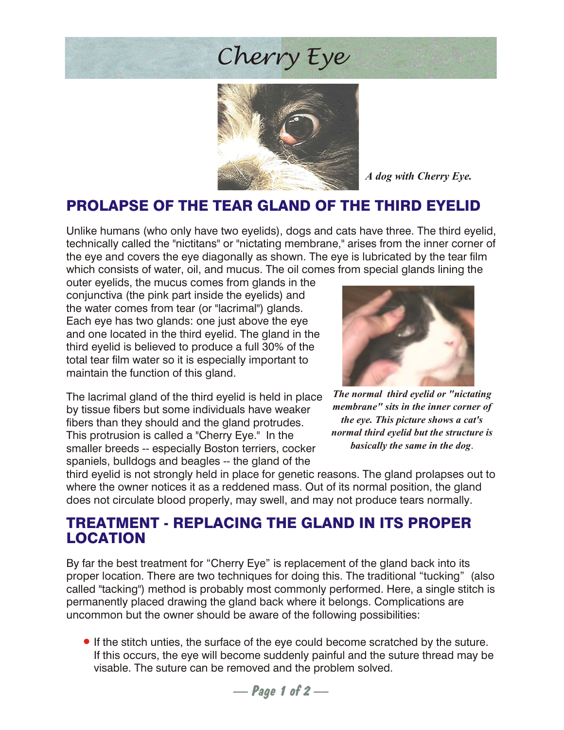# Cherry Eye

*A dog with Cherry Eye.*

## PROLAPSE OF THE TEAR GLAND OF THE THIRD EYELID

Unlike humans (who only have two eyelids), dogs and cats have three. The third eyelid, technically called the "nictitans" or "nictating membrane," arises from the inner corner of the eye and covers the eye diagonally as shown. The eye is lubricated by the tear film which consists of water, oil, and mucus. The oil comes from special glands lining the outer eyelids, the mucus comes from glands in the conjunctiva (the pink part inside the eyelids) and the water comes from tear (or "lacrimal") glands. Each eye has two glands: one just above the eye and one located in the third eyelid. The gland in the third eyelid is believed to produce a full 30% of the total tear film water so it is especially important to maintain the function of this gland.

***The normal third eyelid or "nictating membrane" sits in the inner corner of the eye. This picture shows a cat's normal third eyelid but the structure is basically the same in the dog.***

The lacrimal gland of the third eyelid is held in place by tissue fibers but some individuals have weaker fibers than they should and the gland protrudes. This protrusion is called a "Cherry Eye." In the smaller breeds -- especially Boston terriers, cocker spaniels, bulldogs and beagles -- the gland of the third eyelid is not strongly held in place for genetic reasons. The gland prolapses out to where the owner notices it as a reddened mass. Out of its normal position, the gland does not circulate blood properly, may swell, and may not produce tears normally.

## TREATMENT - REPLACING THE GLAND IN ITS PROPER LOCATION

By far the best treatment for "Cherry Eye" is replacement of the gland back into its proper location. There are two techniques for doing this. The traditional "tucking" (also called "tacking") method is probably most commonly performed. Here, a single stitch is permanently placed drawing the gland back where it belongs. Complications are uncommon but the owner should be aware of the following possibilities:

- If the stitch unties, the surface of the eye could become scratched by the suture. If this occurs, the eye will become suddenly painful and the suture thread may be visable. The suture can be removed and the problem solved.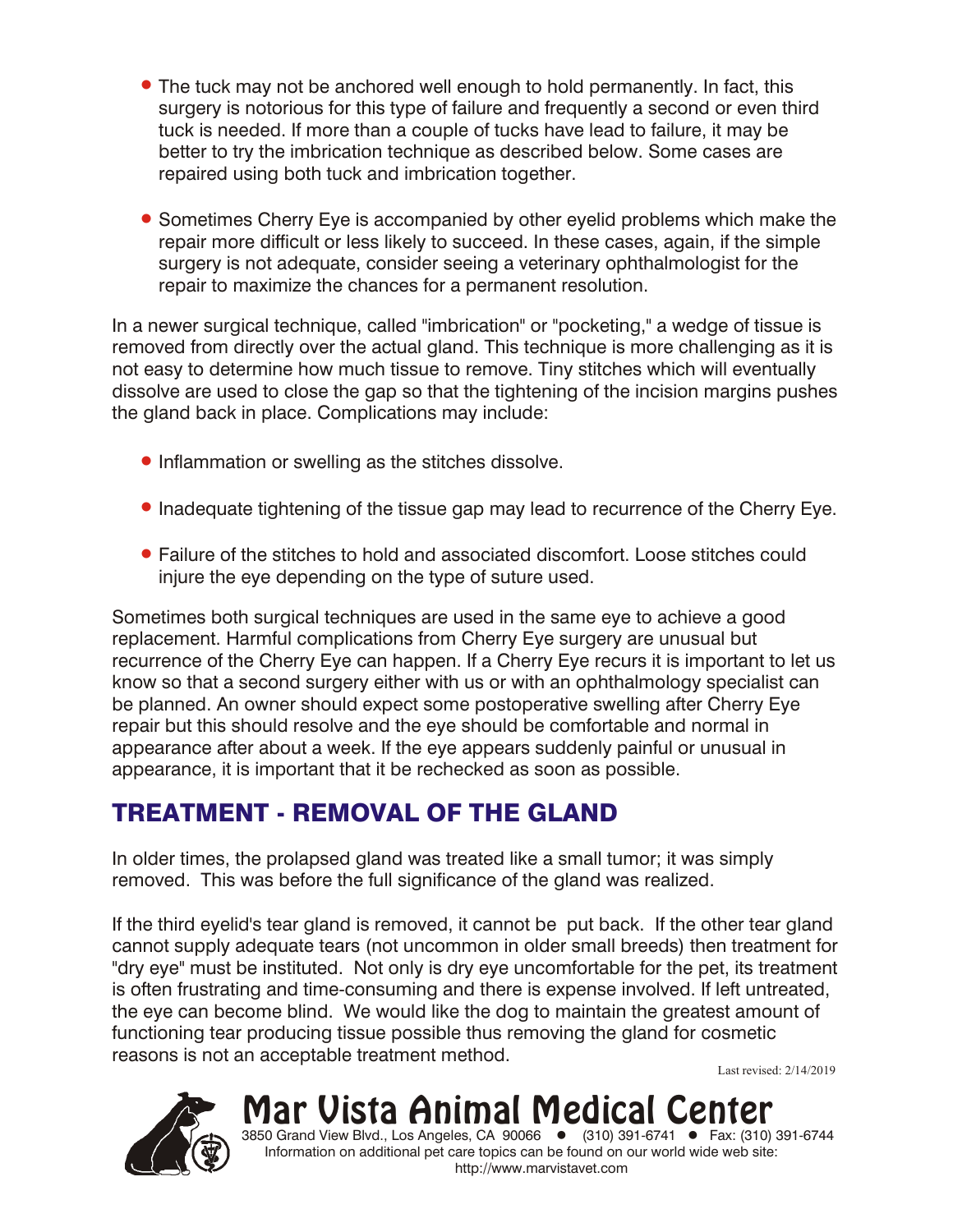- The tuck may not be anchored well enough to hold permanently. In fact, this surgery is notorious for this type of failure and frequently a second or even third tuck is needed. If more than a couple of tucks have lead to failure, it may be better to try the imbrication technique as described below. Some cases are repaired using both tuck and imbrication together.

- Sometimes Cherry Eye is accompanied by other eyelid problems which make the repair more difficult or less likely to succeed. In these cases, again, if the simple surgery is not adequate, consider seeing a veterinary ophthalmologist for the repair to maximize the chances for a permanent resolution.

In a newer surgical technique, called "imbrication" or "pocketing," a wedge of tissue is removed from directly over the actual gland. This technique is more challenging as it is not easy to determine how much tissue to remove. Tiny stitches which will eventually dissolve are used to close the gap so that the tightening of the incision margins pushes the gland back in place. Complications may include:

- Inflammation or swelling as the stitches dissolve.

- Inadequate tightening of the tissue gap may lead to recurrence of the Cherry Eye.

- Failure of the stitches to hold and associated discomfort. Loose stitches could injure the eye depending on the type of suture used.

Sometimes both surgical techniques are used in the same eye to achieve a good replacement. Harmful complications from Cherry Eye surgery are unusual but recurrence of the Cherry Eye can happen. If a Cherry Eye recurs it is important to let us know so that a second surgery either with us or with an ophthalmology specialist can be planned. An owner should expect some postoperative swelling after Cherry Eye repair but this should resolve and the eye should be comfortable and normal in appearance after about a week. If the eye appears suddenly painful or unusual in appearance, it is important that it be rechecked as soon as possible.

## TREATMENT - REMOVAL OF THE GLAND

In older times, the prolapsed gland was treated like a small tumor; it was simply removed. This was before the full significance of the gland was realized.

If the third eyelid's tear gland is removed, it cannot be put back. If the other tear gland cannot supply adequate tears (not uncommon in older small breeds) then treatment for "dry eye" must be instituted. Not only is dry eye uncomfortable for the pet, its treatment is often frustrating and time-consuming and there is expense involved. If left untreated, the eye can become blind. We would like the dog to maintain the greatest amount of functioning tear producing tissue possible thus removing the gland for cosmetic reasons is not an acceptable treatment method.

Last revised: 2/14/2019

**Mar Vista Animal Medical Center**
3850 Grand View Blvd., Los Angeles, CA 90066 • (310) 391-6741 • Fax: (310) 391-6744
Information on additional pet care topics can be found on our world wide web site:
http://www.marvistavet.com